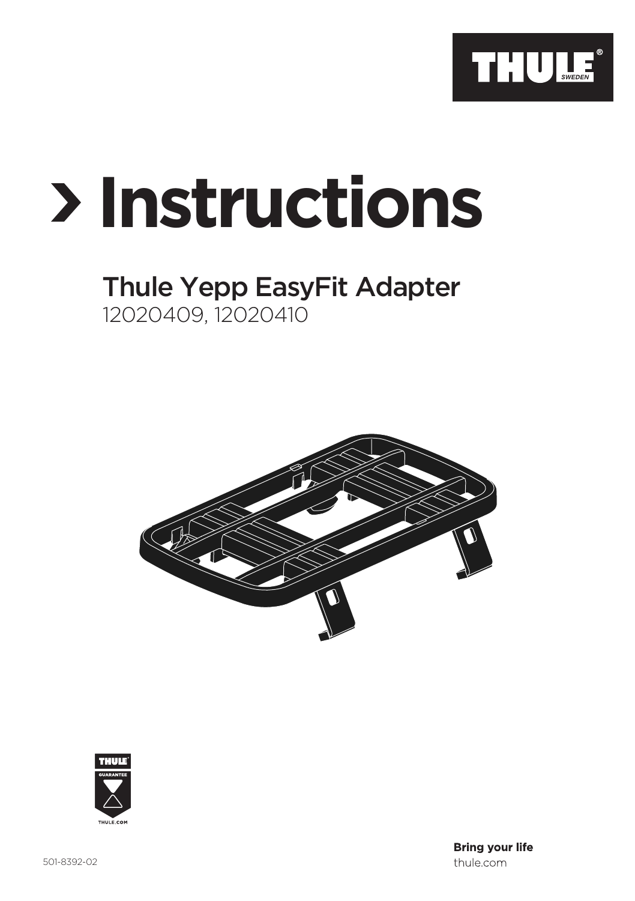THULE SWEDEN

# › Instructions

## Thule Yepp EasyFit Adapter

12020409, 12020410

THULE GUARANTEE THULE.COM

501-8392-02

**Bring your life**
thule.com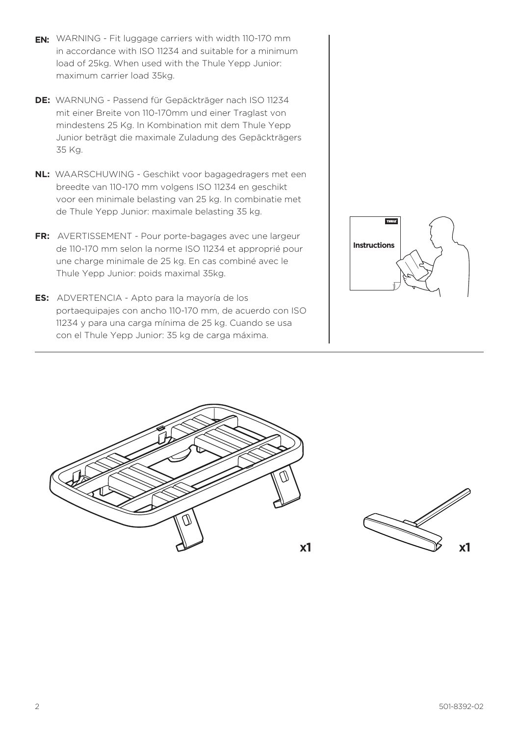**EN:** WARNING - Fit luggage carriers with width 110-170 mm in accordance with ISO 11234 and suitable for a minimum load of 25kg. When used with the Thule Yepp Junior: maximum carrier load 35kg.

**DE:** WARNUNG - Passend für Gepäckträger nach ISO 11234 mit einer Breite von 110-170mm und einer Traglast von mindestens 25 Kg. In Kombination mit dem Thule Yepp Junior beträgt die maximale Zuladung des Gepäckträgers 35 Kg.

**NL:** WAARSCHUWING - Geschikt voor bagagedragers met een breedte van 110-170 mm volgens ISO 11234 en geschikt voor een minimale belasting van 25 kg. In combinatie met de Thule Yepp Junior: maximale belasting 35 kg.

**FR:** AVERTISSEMENT - Pour porte-bagages avec une largeur de 110-170 mm selon la norme ISO 11234 et approprié pour une charge minimale de 25 kg. En cas combiné avec le Thule Yepp Junior: poids maximal 35kg.

**ES:** ADVERTENCIA - Apto para la mayoría de los portaequipajes con ancho 110-170 mm, de acuerdo con ISO 11234 y para una carga mínima de 25 kg. Cuando se usa con el Thule Yepp Junior: 35 kg de carga máxima.

**Instructions**

**x1**

**x1**

501-8392-02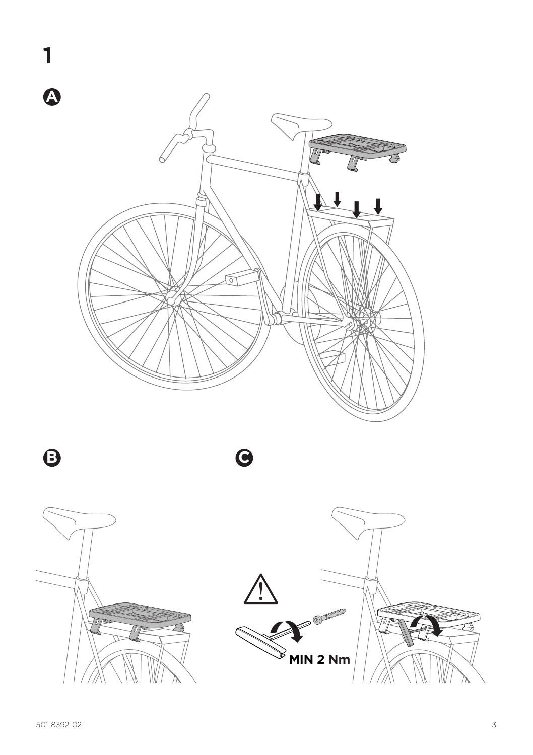# 1

**A**

**B**

**C**

**MIN 2 Nm**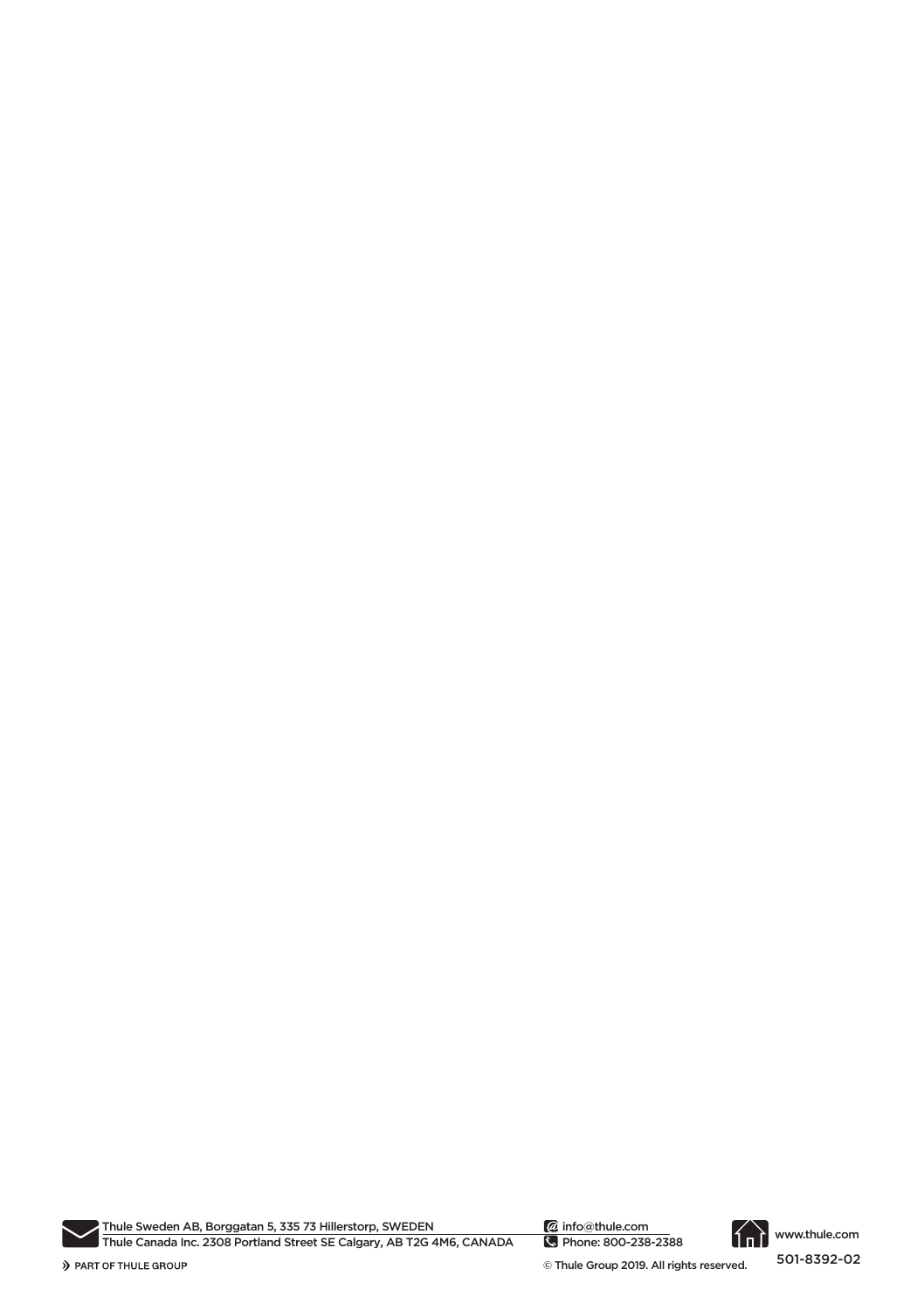Thule Sweden AB, Borggatan 5, 335 73 Hillerstorp, SWEDEN
Thule Canada Inc. 2308 Portland Street SE Calgary, AB T2G 4M6, CANADA

info@thule.com
Phone: 800-238-2388

www.thule.com

» PART OF THULE GROUP

© Thule Group 2019. All rights reserved.

501-8392-02